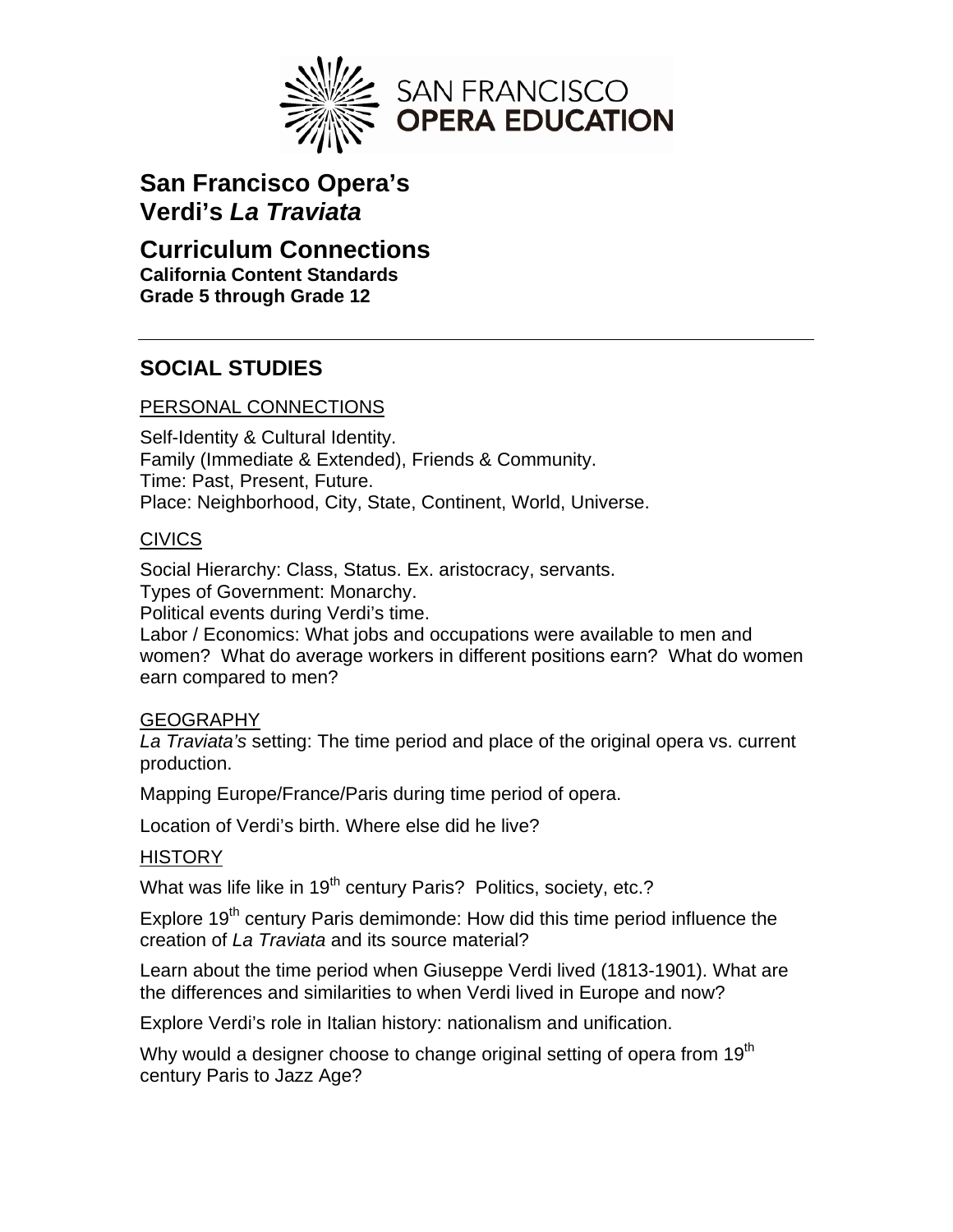SAN FRANCISCO **OPERA EDUCATION**

# San Francisco Opera's Verdi's *La Traviata*

## Curriculum Connections

**California Content Standards**
**Grade 5 through Grade 12**

---

## SOCIAL STUDIES

PERSONAL CONNECTIONS

Self-Identity & Cultural Identity.
Family (Immediate & Extended), Friends & Community.
Time: Past, Present, Future.
Place: Neighborhood, City, State, Continent, World, Universe.

CIVICS

Social Hierarchy: Class, Status. Ex. aristocracy, servants.
Types of Government: Monarchy.
Political events during Verdi's time.
Labor / Economics: What jobs and occupations were available to men and women? What do average workers in different positions earn? What do women earn compared to men?

GEOGRAPHY

*La Traviata's* setting: The time period and place of the original opera vs. current production.

Mapping Europe/France/Paris during time period of opera.

Location of Verdi's birth. Where else did he live?

HISTORY

What was life like in 19th century Paris? Politics, society, etc.?

Explore 19th century Paris demimonde: How did this time period influence the creation of *La Traviata* and its source material?

Learn about the time period when Giuseppe Verdi lived (1813-1901). What are the differences and similarities to when Verdi lived in Europe and now?

Explore Verdi's role in Italian history: nationalism and unification.

Why would a designer choose to change original setting of opera from 19th century Paris to Jazz Age?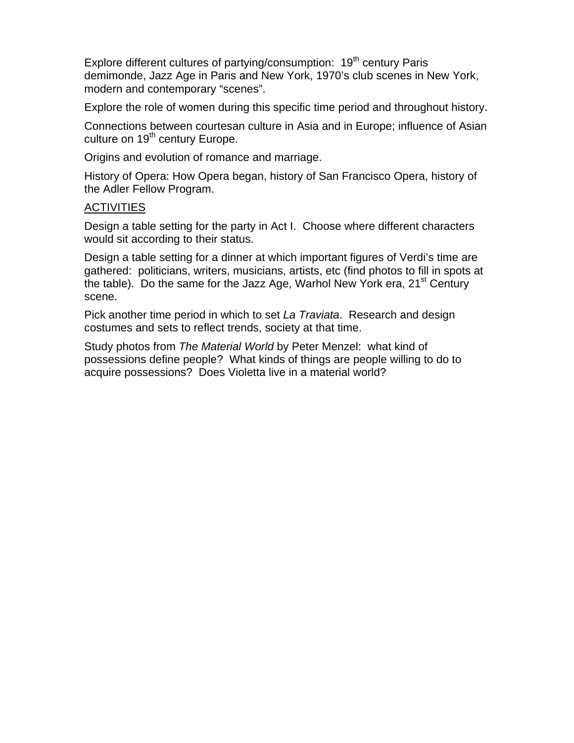Explore different cultures of partying/consumption: 19th century Paris demimonde, Jazz Age in Paris and New York, 1970's club scenes in New York, modern and contemporary "scenes".

Explore the role of women during this specific time period and throughout history.

Connections between courtesan culture in Asia and in Europe; influence of Asian culture on 19th century Europe.

Origins and evolution of romance and marriage.

History of Opera: How Opera began, history of San Francisco Opera, history of the Adler Fellow Program.

<u>ACTIVITIES</u>

Design a table setting for the party in Act I. Choose where different characters would sit according to their status.

Design a table setting for a dinner at which important figures of Verdi's time are gathered: politicians, writers, musicians, artists, etc (find photos to fill in spots at the table). Do the same for the Jazz Age, Warhol New York era, 21st Century scene.

Pick another time period in which to set *La Traviata*. Research and design costumes and sets to reflect trends, society at that time.

Study photos from *The Material World* by Peter Menzel: what kind of possessions define people? What kinds of things are people willing to do to acquire possessions? Does Violetta live in a material world?